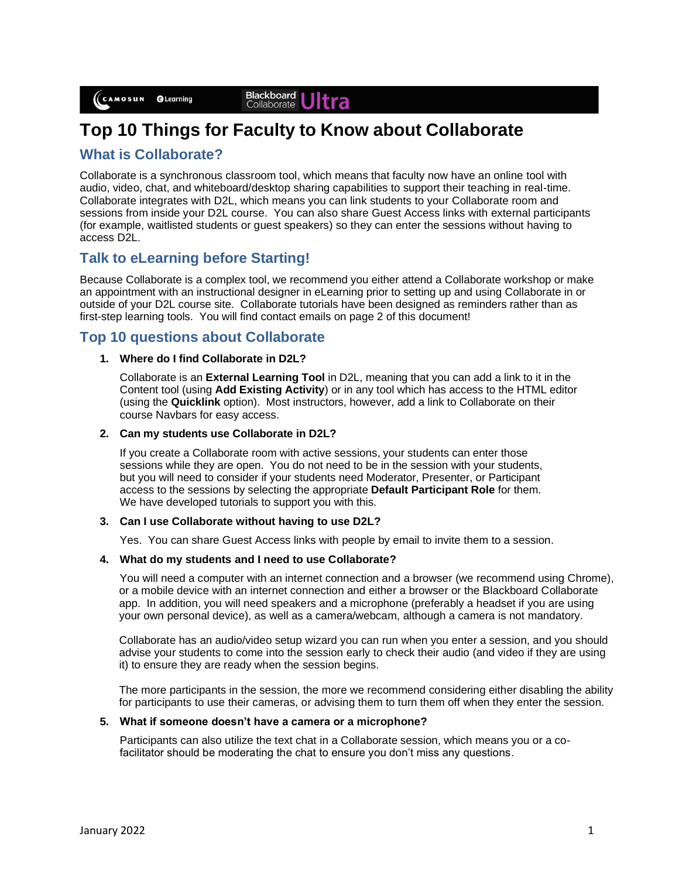# Top 10 Things for Faculty to Know about Collaborate

## What is Collaborate?

Collaborate is a synchronous classroom tool, which means that faculty now have an online tool with audio, video, chat, and whiteboard/desktop sharing capabilities to support their teaching in real-time. Collaborate integrates with D2L, which means you can link students to your Collaborate room and sessions from inside your D2L course. You can also share Guest Access links with external participants (for example, waitlisted students or guest speakers) so they can enter the sessions without having to access D2L.

## Talk to eLearning before Starting!

Because Collaborate is a complex tool, we recommend you either attend a Collaborate workshop or make an appointment with an instructional designer in eLearning prior to setting up and using Collaborate in or outside of your D2L course site. Collaborate tutorials have been designed as reminders rather than as first-step learning tools. You will find contact emails on page 2 of this document!

## Top 10 questions about Collaborate

1. **Where do I find Collaborate in D2L?**

   Collaborate is an **External Learning Tool** in D2L, meaning that you can add a link to it in the Content tool (using **Add Existing Activity**) or in any tool which has access to the HTML editor (using the **Quicklink** option). Most instructors, however, add a link to Collaborate on their course Navbars for easy access.

2. **Can my students use Collaborate in D2L?**

   If you create a Collaborate room with active sessions, your students can enter those sessions while they are open. You do not need to be in the session with your students, but you will need to consider if your students need Moderator, Presenter, or Participant access to the sessions by selecting the appropriate **Default Participant Role** for them. We have developed tutorials to support you with this.

3. **Can I use Collaborate without having to use D2L?**

   Yes. You can share Guest Access links with people by email to invite them to a session.

4. **What do my students and I need to use Collaborate?**

   You will need a computer with an internet connection and a browser (we recommend using Chrome), or a mobile device with an internet connection and either a browser or the Blackboard Collaborate app. In addition, you will need speakers and a microphone (preferably a headset if you are using your own personal device), as well as a camera/webcam, although a camera is not mandatory.

   Collaborate has an audio/video setup wizard you can run when you enter a session, and you should advise your students to come into the session early to check their audio (and video if they are using it) to ensure they are ready when the session begins.

   The more participants in the session, the more we recommend considering either disabling the ability for participants to use their cameras, or advising them to turn them off when they enter the session.

5. **What if someone doesn't have a camera or a microphone?**

   Participants can also utilize the text chat in a Collaborate session, which means you or a co-facilitator should be moderating the chat to ensure you don't miss any questions.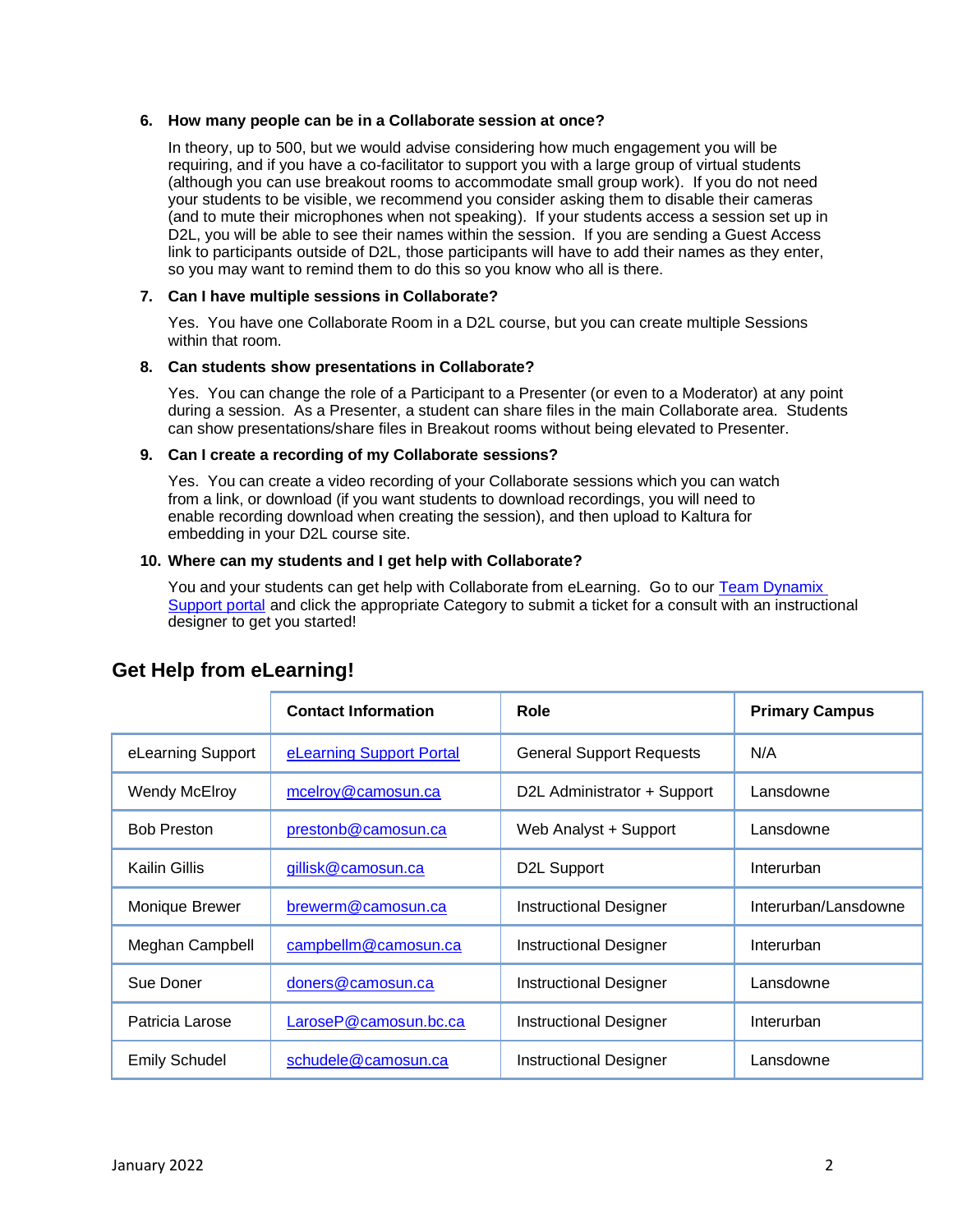6. **How many people can be in a Collaborate session at once?**

   In theory, up to 500, but we would advise considering how much engagement you will be requiring, and if you have a co-facilitator to support you with a large group of virtual students (although you can use breakout rooms to accommodate small group work). If you do not need your students to be visible, we recommend you consider asking them to disable their cameras (and to mute their microphones when not speaking). If your students access a session set up in D2L, you will be able to see their names within the session. If you are sending a Guest Access link to participants outside of D2L, those participants will have to add their names as they enter, so you may want to remind them to do this so you know who all is there.

7. **Can I have multiple sessions in Collaborate?**

   Yes. You have one Collaborate Room in a D2L course, but you can create multiple Sessions within that room.

8. **Can students show presentations in Collaborate?**

   Yes. You can change the role of a Participant to a Presenter (or even to a Moderator) at any point during a session. As a Presenter, a student can share files in the main Collaborate area. Students can show presentations/share files in Breakout rooms without being elevated to Presenter.

9. **Can I create a recording of my Collaborate sessions?**

   Yes. You can create a video recording of your Collaborate sessions which you can watch from a link, or download (if you want students to download recordings, you will need to enable recording download when creating the session), and then upload to Kaltura for embedding in your D2L course site.

10. **Where can my students and I get help with Collaborate?**

    You and your students can get help with Collaborate from eLearning. Go to our Team Dynamix Support portal and click the appropriate Category to submit a ticket for a consult with an instructional designer to get you started!

## Get Help from eLearning!

| | Contact Information | Role | Primary Campus |
|---|---|---|---|
| eLearning Support | eLearning Support Portal | General Support Requests | N/A |
| Wendy McElroy | mcelroy@camosun.ca | D2L Administrator + Support | Lansdowne |
| Bob Preston | prestonb@camosun.ca | Web Analyst + Support | Lansdowne |
| Kailin Gillis | gillisk@camosun.ca | D2L Support | Interurban |
| Monique Brewer | brewerm@camosun.ca | Instructional Designer | Interurban/Lansdowne |
| Meghan Campbell | campbellm@camosun.ca | Instructional Designer | Interurban |
| Sue Doner | doners@camosun.ca | Instructional Designer | Lansdowne |
| Patricia Larose | LaroseP@camosun.bc.ca | Instructional Designer | Interurban |
| Emily Schudel | schudele@camosun.ca | Instructional Designer | Lansdowne |

January 2022